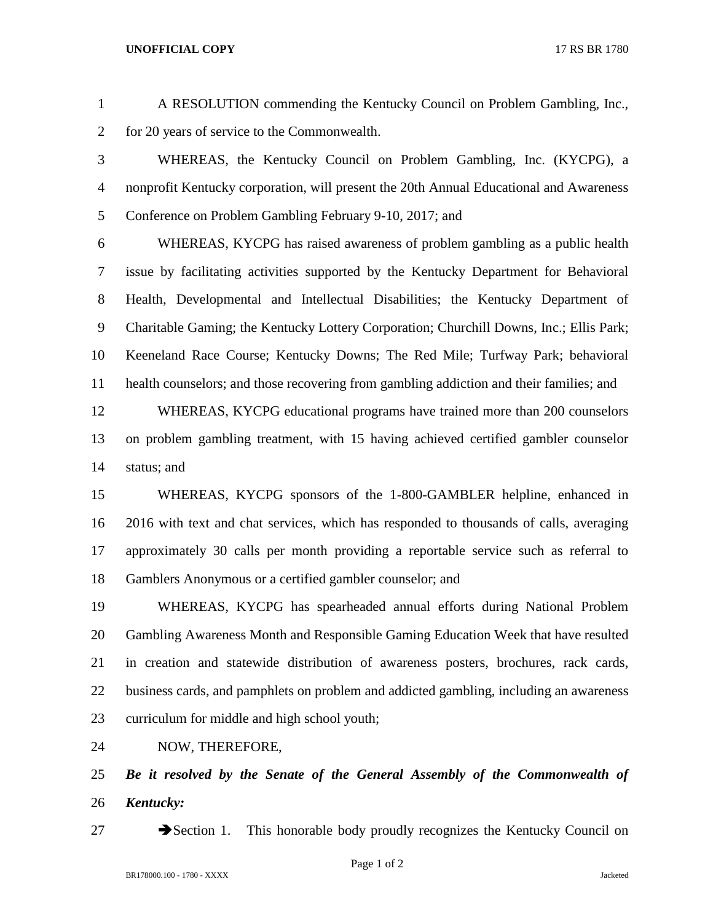A RESOLUTION commending the Kentucky Council on Problem Gambling, Inc., for 20 years of service to the Commonwealth.

WHEREAS, the Kentucky Council on Problem Gambling, Inc. (KYCPG), a nonprofit Kentucky corporation, will present the 20th Annual Educational and Awareness Conference on Problem Gambling February 9-10, 2017; and

WHEREAS, KYCPG has raised awareness of problem gambling as a public health issue by facilitating activities supported by the Kentucky Department for Behavioral Health, Developmental and Intellectual Disabilities; the Kentucky Department of Charitable Gaming; the Kentucky Lottery Corporation; Churchill Downs, Inc.; Ellis Park; Keeneland Race Course; Kentucky Downs; The Red Mile; Turfway Park; behavioral health counselors; and those recovering from gambling addiction and their families; and

WHEREAS, KYCPG educational programs have trained more than 200 counselors on problem gambling treatment, with 15 having achieved certified gambler counselor status; and

WHEREAS, KYCPG sponsors of the 1-800-GAMBLER helpline, enhanced in 2016 with text and chat services, which has responded to thousands of calls, averaging approximately 30 calls per month providing a reportable service such as referral to Gamblers Anonymous or a certified gambler counselor; and

WHEREAS, KYCPG has spearheaded annual efforts during National Problem Gambling Awareness Month and Responsible Gaming Education Week that have resulted in creation and statewide distribution of awareness posters, brochures, rack cards, business cards, and pamphlets on problem and addicted gambling, including an awareness curriculum for middle and high school youth;

NOW, THEREFORE,

***Be it resolved by the Senate of the General Assembly of the Commonwealth of Kentucky:***

➔Section 1. This honorable body proudly recognizes the Kentucky Council on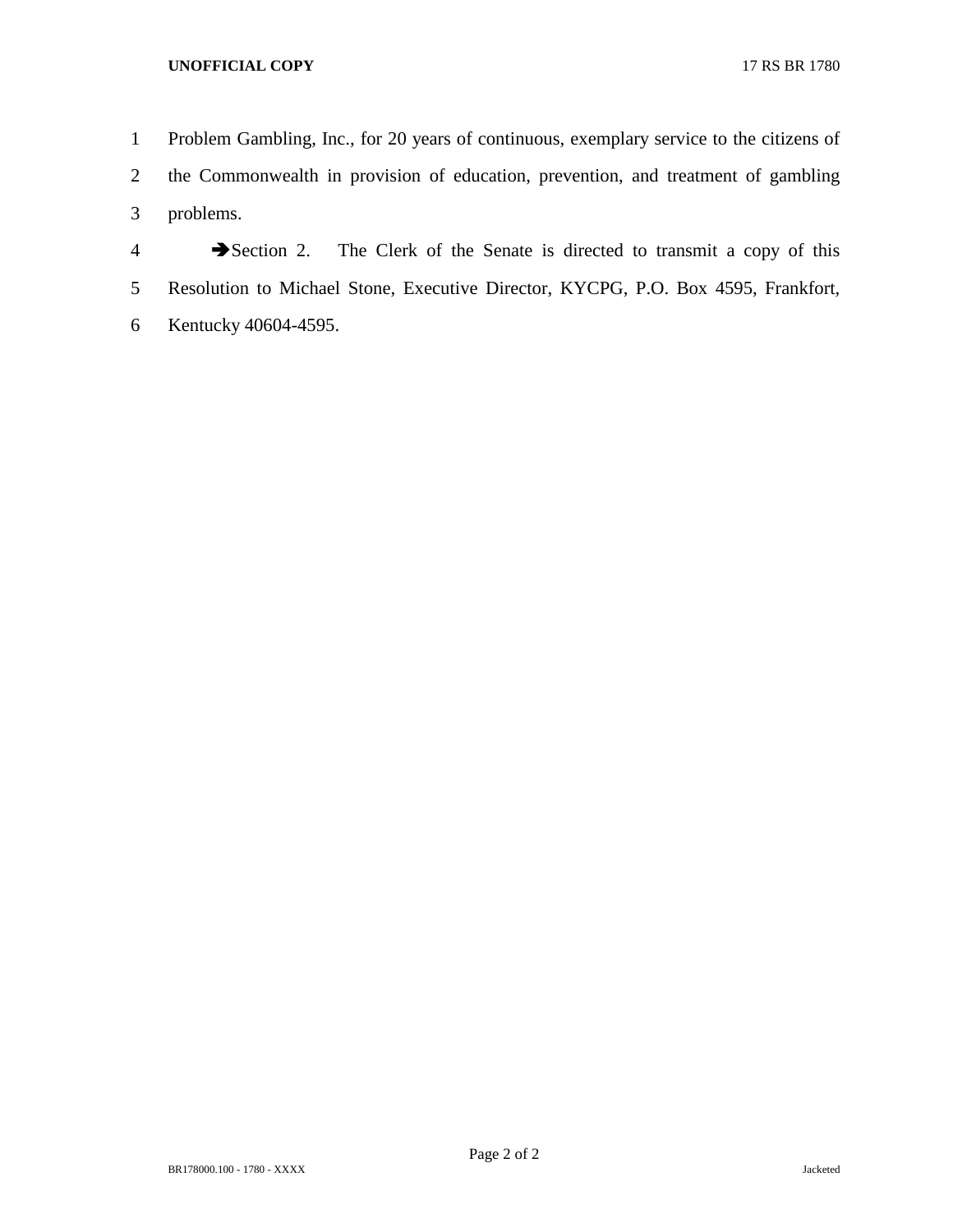Problem Gambling, Inc., for 20 years of continuous, exemplary service to the citizens of the Commonwealth in provision of education, prevention, and treatment of gambling problems.

➔Section 2. The Clerk of the Senate is directed to transmit a copy of this Resolution to Michael Stone, Executive Director, KYCPG, P.O. Box 4595, Frankfort, Kentucky 40604-4595.